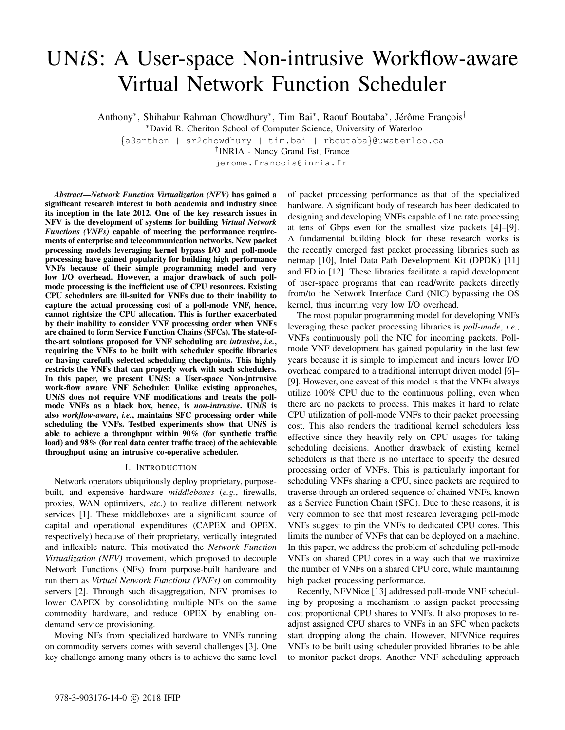# UN*i*S: A User-space Non-intrusive Workflow-aware Virtual Network Function Scheduler

Anthony*, Shihabur Rahman Chowdhury*, Tim Bai*, Raouf Boutaba*, Jérôme François†

*David R. Cheriton School of Computer Science, University of Waterloo

{a3anthon | sr2chowdhury | tim.bai | rboutaba}@uwaterloo.ca

†INRIA - Nancy Grand Est, France

jerome.francois@inria.fr

***Abstract*—*Network Function Virtualization (NFV)* has gained a significant research interest in both academia and industry since its inception in the late 2012. One of the key research issues in NFV is the development of systems for building *Virtual Network Functions (VNFs)* capable of meeting the performance requirements of enterprise and telecommunication networks. New packet processing models leveraging kernel bypass I/O and poll-mode processing have gained popularity for building high performance VNFs because of their simple programming model and very low I/O overhead. However, a major drawback of such poll-mode processing is the inefficient use of CPU resources. Existing CPU schedulers are ill-suited for VNFs due to their inability to capture the actual processing cost of a poll-mode VNF, hence, cannot rightsize the CPU allocation. This is further exacerbated by their inability to consider VNF processing order when VNFs are chained to form Service Function Chains (SFCs). The state-of-the-art solutions proposed for VNF scheduling are *intrusive*, *i.e.*, requiring the VNFs to be built with scheduler specific libraries or having carefully selected scheduling checkpoints. This highly restricts the VNFs that can properly work with such schedulers. In this paper, we present UN*i*S: a User-space Non-intrusive work-flow aware VNF Scheduler. Unlike existing approaches, UN*i*S does not require VNF modifications and treats the poll-mode VNFs as a black box, hence, is *non-intrusive*. UN*i*S is also *workflow-aware*, *i.e.*, maintains SFC processing order while scheduling the VNFs. Testbed experiments show that UN*i*S is able to achieve a throughput within 90% (for synthetic traffic load) and 98% (for real data center traffic trace) of the achievable throughput using an intrusive co-operative scheduler.**

## I. Introduction

Network operators ubiquitously deploy proprietary, purpose-built, and expensive hardware *middleboxes* (*e.g.*, firewalls, proxies, WAN optimizers, *etc*.) to realize different network services [1]. These middleboxes are a significant source of capital and operational expenditures (CAPEX and OPEX, respectively) because of their proprietary, vertically integrated and inflexible nature. This motivated the *Network Function Virtualization (NFV)* movement, which proposed to decouple Network Functions (NFs) from purpose-built hardware and run them as *Virtual Network Functions (VNFs)* on commodity servers [2]. Through such disaggregation, NFV promises to lower CAPEX by consolidating multiple NFs on the same commodity hardware, and reduce OPEX by enabling on-demand service provisioning.

Moving NFs from specialized hardware to VNFs running on commodity servers comes with several challenges [3]. One key challenge among many others is to achieve the same level of packet processing performance as that of the specialized hardware. A significant body of research has been dedicated to designing and developing VNFs capable of line rate processing at tens of Gbps even for the smallest size packets [4]–[9]. A fundamental building block for these research works is the recently emerged fast packet processing libraries such as netmap [10], Intel Data Path Development Kit (DPDK) [11] and FD.io [12]. These libraries facilitate a rapid development of user-space programs that can read/write packets directly from/to the Network Interface Card (NIC) bypassing the OS kernel, thus incurring very low I/O overhead.

The most popular programming model for developing VNFs leveraging these packet processing libraries is *poll-mode*, *i.e.*, VNFs continuously poll the NIC for incoming packets. Poll-mode VNF development has gained popularity in the last few years because it is simple to implement and incurs lower I/O overhead compared to a traditional interrupt driven model [6]–[9]. However, one caveat of this model is that the VNFs always utilize 100% CPU due to the continuous polling, even when there are no packets to process. This makes it hard to relate CPU utilization of poll-mode VNFs to their packet processing cost. This also renders the traditional kernel schedulers less effective since they heavily rely on CPU usages for taking scheduling decisions. Another drawback of existing kernel schedulers is that there is no interface to specify the desired processing order of VNFs. This is particularly important for scheduling VNFs sharing a CPU, since packets are required to traverse through an ordered sequence of chained VNFs, known as a Service Function Chain (SFC). Due to these reasons, it is very common to see that most research leveraging poll-mode VNFs suggest to pin the VNFs to dedicated CPU cores. This limits the number of VNFs that can be deployed on a machine. In this paper, we address the problem of scheduling poll-mode VNFs on shared CPU cores in a way such that we maximize the number of VNFs on a shared CPU core, while maintaining high packet processing performance.

Recently, NFVNice [13] addressed poll-mode VNF scheduling by proposing a mechanism to assign packet processing cost proportional CPU shares to VNFs. It also proposes to re-adjust assigned CPU shares to VNFs in an SFC when packets start dropping along the chain. However, NFVNice requires VNFs to be built using scheduler provided libraries to be able to monitor packet drops. Another VNF scheduling approach

978-3-903176-14-0 © 2018 IFIP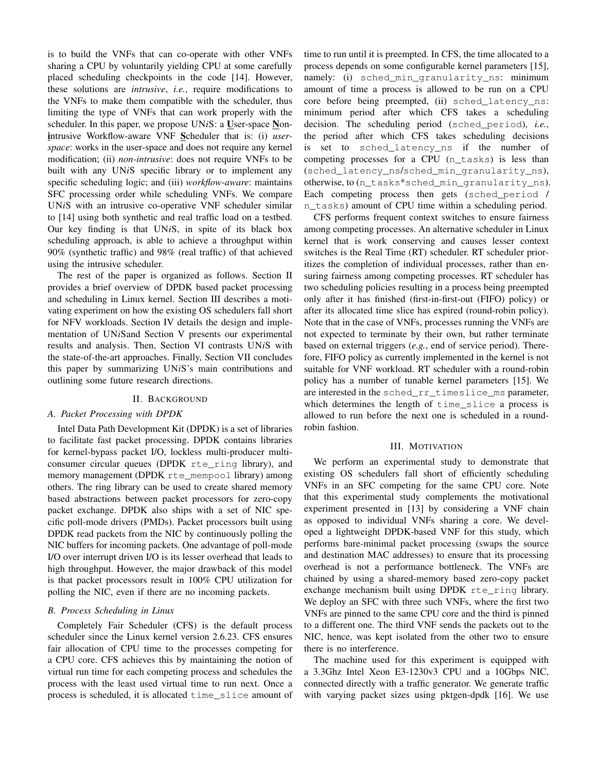is to build the VNFs that can co-operate with other VNFs sharing a CPU by voluntarily yielding CPU at some carefully placed scheduling checkpoints in the code [14]. However, these solutions are *intrusive*, *i.e.*, require modifications to the VNFs to make them compatible with the scheduler, thus limiting the type of VNFs that can work properly with the scheduler. In this paper, we propose UN*i*S: a **U**ser-space **N**on-**i**ntrusive Workflow-aware VNF **S**cheduler that is: (i) *user-space*: works in the user-space and does not require any kernel modification; (ii) *non-intrusive*: does not require VNFs to be built with any UN*i*S specific library or to implement any specific scheduling logic; and (iii) *workflow-aware*: maintains SFC processing order while scheduling VNFs. We compare UN*i*S with an intrusive co-operative VNF scheduler similar to [14] using both synthetic and real traffic load on a testbed. Our key finding is that UN*i*S, in spite of its black box scheduling approach, is able to achieve a throughput within 90% (synthetic traffic) and 98% (real traffic) of that achieved using the intrusive scheduler.

The rest of the paper is organized as follows. Section II provides a brief overview of DPDK based packet processing and scheduling in Linux kernel. Section III describes a motivating experiment on how the existing OS schedulers fall short for NFV workloads. Section IV details the design and implementation of UN*i*Sand Section V presents our experimental results and analysis. Then, Section VI contrasts UN*i*S with the state-of-the-art approaches. Finally, Section VII concludes this paper by summarizing UN*i*S's main contributions and outlining some future research directions.

## II. Background

### A. Packet Processing with DPDK

Intel Data Path Development Kit (DPDK) is a set of libraries to facilitate fast packet processing. DPDK contains libraries for kernel-bypass packet I/O, lockless multi-producer multi-consumer circular queues (DPDK `rte_ring` library), and memory management (DPDK `rte_mempool` library) among others. The ring library can be used to create shared memory based abstractions between packet processors for zero-copy packet exchange. DPDK also ships with a set of NIC specific poll-mode drivers (PMDs). Packet processors built using DPDK read packets from the NIC by continuously polling the NIC buffers for incoming packets. One advantage of poll-mode I/O over interrupt driven I/O is its lesser overhead that leads to high throughput. However, the major drawback of this model is that packet processors result in 100% CPU utilization for polling the NIC, even if there are no incoming packets.

### B. Process Scheduling in Linux

Completely Fair Scheduler (CFS) is the default process scheduler since the Linux kernel version 2.6.23. CFS ensures fair allocation of CPU time to the processes competing for a CPU core. CFS achieves this by maintaining the notion of virtual run time for each competing process and schedules the process with the least used virtual time to run next. Once a process is scheduled, it is allocated `time_slice` amount of time to run until it is preempted. In CFS, the time allocated to a process depends on some configurable kernel parameters [15], namely: (i) `sched_min_granularity_ns`: minimum amount of time a process is allowed to be run on a CPU core before being preempted, (ii) `sched_latency_ns`: minimum period after which CFS takes a scheduling decision. The scheduling period (`sched_period`), *i.e.*, the period after which CFS takes scheduling decisions is set to `sched_latency_ns` if the number of competing processes for a CPU (`n_tasks`) is less than (`sched_latency_ns`/`sched_min_granularity_ns`), otherwise, to (`n_tasks*sched_min_granularity_ns`). Each competing process then gets (`sched_period` / `n_tasks`) amount of CPU time within a scheduling period.

CFS performs frequent context switches to ensure fairness among competing processes. An alternative scheduler in Linux kernel that is work conserving and causes lesser context switches is the Real Time (RT) scheduler. RT scheduler prioritizes the completion of individual processes, rather than ensuring fairness among competing processes. RT scheduler has two scheduling policies resulting in a process being preempted only after it has finished (first-in-first-out (FIFO) policy) or after its allocated time slice has expired (round-robin policy). Note that in the case of VNFs, processes running the VNFs are not expected to terminate by their own, but rather terminate based on external triggers (*e.g.*, end of service period). Therefore, FIFO policy as currently implemented in the kernel is not suitable for VNF workload. RT scheduler with a round-robin policy has a number of tunable kernel parameters [15]. We are interested in the `sched_rr_timeslice_ms` parameter, which determines the length of `time_slice` a process is allowed to run before the next one is scheduled in a round-robin fashion.

## III. Motivation

We perform an experimental study to demonstrate that existing OS schedulers fall short of efficiently scheduling VNFs in an SFC competing for the same CPU core. Note that this experimental study complements the motivational experiment presented in [13] by considering a VNF chain as opposed to individual VNFs sharing a core. We developed a lightweight DPDK-based VNF for this study, which performs bare-minimal packet processing (swaps the source and destination MAC addresses) to ensure that its processing overhead is not a performance bottleneck. The VNFs are chained by using a shared-memory based zero-copy packet exchange mechanism built using DPDK `rte_ring` library. We deploy an SFC with three such VNFs, where the first two VNFs are pinned to the same CPU core and the third is pinned to a different one. The third VNF sends the packets out to the NIC, hence, was kept isolated from the other two to ensure there is no interference.

The machine used for this experiment is equipped with a 3.3Ghz Intel Xeon E3-1230v3 CPU and a 10Gbps NIC, connected directly with a traffic generator. We generate traffic with varying packet sizes using pktgen-dpdk [16]. We use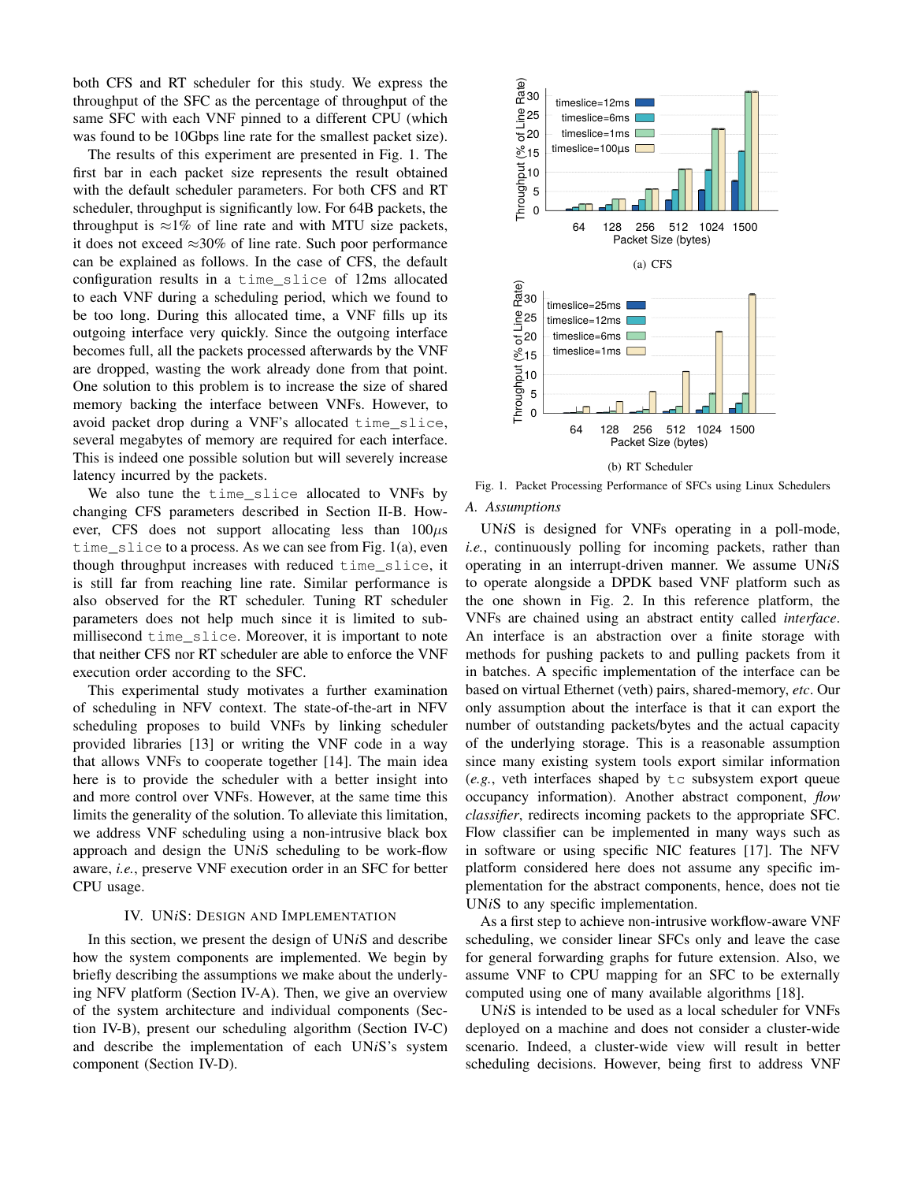both CFS and RT scheduler for this study. We express the throughput of the SFC as the percentage of throughput of the same SFC with each VNF pinned to a different CPU (which was found to be 10Gbps line rate for the smallest packet size).

The results of this experiment are presented in Fig. 1. The first bar in each packet size represents the result obtained with the default scheduler parameters. For both CFS and RT scheduler, throughput is significantly low. For 64B packets, the throughput is ≈1% of line rate and with MTU size packets, it does not exceed ≈30% of line rate. Such poor performance can be explained as follows. In the case of CFS, the default configuration results in a `time_slice` of 12ms allocated to each VNF during a scheduling period, which we found to be too long. During this allocated time, a VNF fills up its outgoing interface very quickly. Since the outgoing interface becomes full, all the packets processed afterwards by the VNF are dropped, wasting the work already done from that point. One solution to this problem is to increase the size of shared memory backing the interface between VNFs. However, to avoid packet drop during a VNF's allocated `time_slice`, several megabytes of memory are required for each interface. This is indeed one possible solution but will severely increase latency incurred by the packets.

We also tune the `time_slice` allocated to VNFs by changing CFS parameters described in Section II-B. However, CFS does not support allocating less than $100\mu s$ `time_slice` to a process. As we can see from Fig. 1(a), even though throughput increases with reduced `time_slice`, it is still far from reaching line rate. Similar performance is also observed for the RT scheduler. Tuning RT scheduler parameters does not help much since it is limited to sub-millisecond `time_slice`. Moreover, it is important to note that neither CFS nor RT scheduler are able to enforce the VNF execution order according to the SFC.

This experimental study motivates a further examination of scheduling in NFV context. The state-of-the-art in NFV scheduling proposes to build VNFs by linking scheduler provided libraries [13] or writing the VNF code in a way that allows VNFs to cooperate together [14]. The main idea here is to provide the scheduler with a better insight into and more control over VNFs. However, at the same time this limits the generality of the solution. To alleviate this limitation, we address VNF scheduling using a non-intrusive black box approach and design the UN*i*S scheduling to be work-flow aware, *i.e.*, preserve VNF execution order in an SFC for better CPU usage.

## IV. UN*i*S: Design and Implementation

In this section, we present the design of UN*i*S and describe how the system components are implemented. We begin by briefly describing the assumptions we make about the underlying NFV platform (Section IV-A). Then, we give an overview of the system architecture and individual components (Section IV-B), present our scheduling algorithm (Section IV-C) and describe the implementation of each UN*i*S's system component (Section IV-D).

(a) CFS

(b) RT Scheduler

Fig. 1. Packet Processing Performance of SFCs using Linux Schedulers

### A. Assumptions

UN*i*S is designed for VNFs operating in a poll-mode, *i.e.*, continuously polling for incoming packets, rather than operating in an interrupt-driven manner. We assume UN*i*S to operate alongside a DPDK based VNF platform such as the one shown in Fig. 2. In this reference platform, the VNFs are chained using an abstract entity called *interface*. An interface is an abstraction over a finite storage with methods for pushing packets to and pulling packets from it in batches. A specific implementation of the interface can be based on virtual Ethernet (veth) pairs, shared-memory, *etc*. Our only assumption about the interface is that it can export the number of outstanding packets/bytes and the actual capacity of the underlying storage. This is a reasonable assumption since many existing system tools export similar information (*e.g.*, veth interfaces shaped by `tc` subsystem export queue occupancy information). Another abstract component, *flow classifier*, redirects incoming packets to the appropriate SFC. Flow classifier can be implemented in many ways such as in software or using specific NIC features [17]. The NFV platform considered here does not assume any specific implementation for the abstract components, hence, does not tie UN*i*S to any specific implementation.

As a first step to achieve non-intrusive workflow-aware VNF scheduling, we consider linear SFCs only and leave the case for general forwarding graphs for future extension. Also, we assume VNF to CPU mapping for an SFC to be externally computed using one of many available algorithms [18].

UN*i*S is intended to be used as a local scheduler for VNFs deployed on a machine and does not consider a cluster-wide scenario. Indeed, a cluster-wide view will result in better scheduling decisions. However, being first to address VNF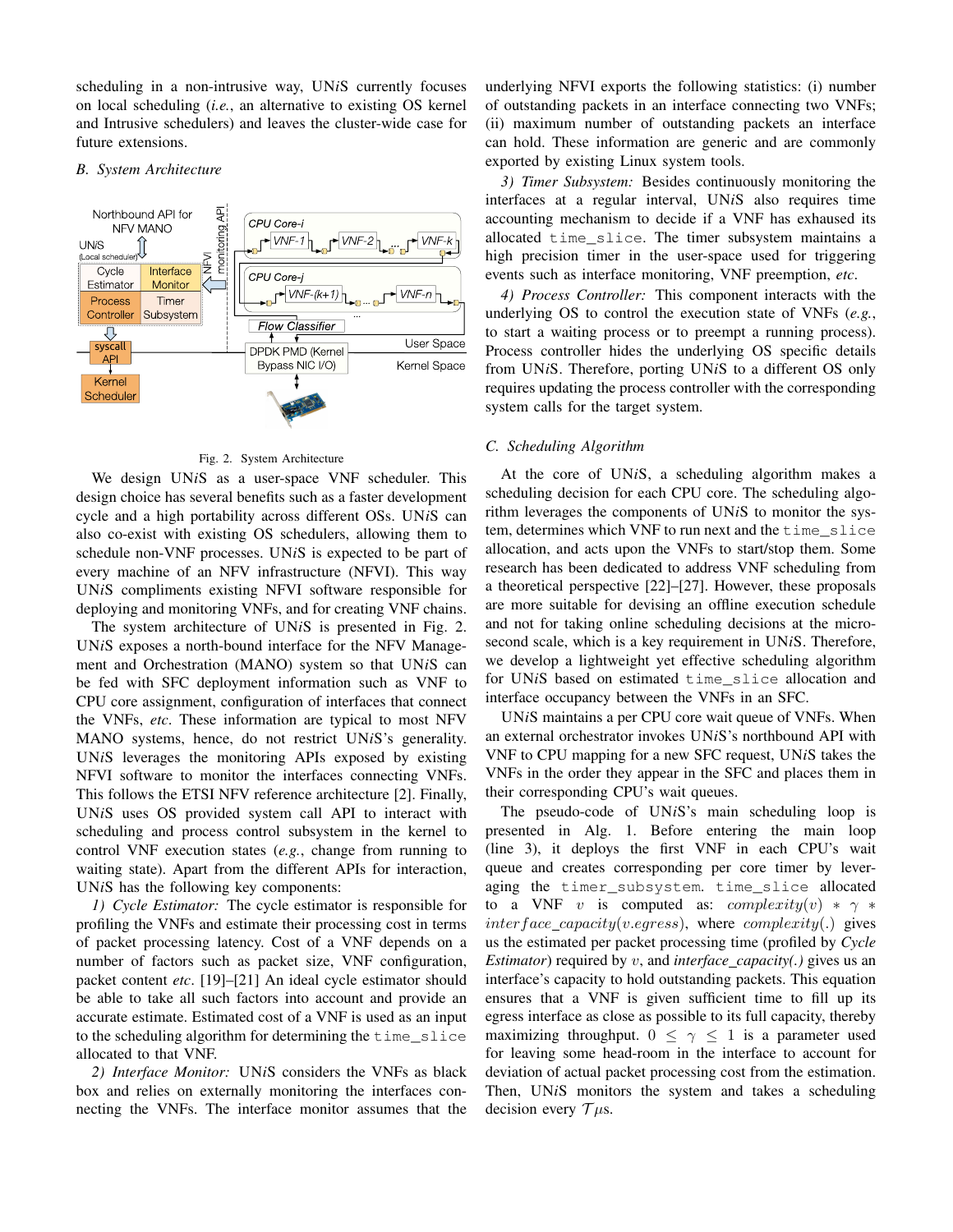scheduling in a non-intrusive way, UN*i*S currently focuses on local scheduling (*i.e.*, an alternative to existing OS kernel and Intrusive schedulers) and leaves the cluster-wide case for future extensions.

### B. System Architecture

Fig. 2. System Architecture

We design UN*i*S as a user-space VNF scheduler. This design choice has several benefits such as a faster development cycle and a high portability across different OSs. UN*i*S can also co-exist with existing OS schedulers, allowing them to schedule non-VNF processes. UN*i*S is expected to be part of every machine of an NFV infrastructure (NFVI). This way UN*i*S compliments existing NFVI software responsible for deploying and monitoring VNFs, and for creating VNF chains.

The system architecture of UN*i*S is presented in Fig. 2. UN*i*S exposes a north-bound interface for the NFV Management and Orchestration (MANO) system so that UN*i*S can be fed with SFC deployment information such as VNF to CPU core assignment, configuration of interfaces that connect the VNFs, *etc*. These information are typical to most NFV MANO systems, hence, do not restrict UN*i*S's generality. UN*i*S leverages the monitoring APIs exposed by existing NFVI software to monitor the interfaces connecting VNFs. This follows the ETSI NFV reference architecture [2]. Finally, UN*i*S uses OS provided system call API to interact with scheduling and process control subsystem in the kernel to control VNF execution states (*e.g.*, change from running to waiting state). Apart from the different APIs for interaction, UN*i*S has the following key components:

*1) Cycle Estimator:* The cycle estimator is responsible for profiling the VNFs and estimate their processing cost in terms of packet processing latency. Cost of a VNF depends on a number of factors such as packet size, VNF configuration, packet content *etc*. [19]–[21] An ideal cycle estimator should be able to take all such factors into account and provide an accurate estimate. Estimated cost of a VNF is used as an input to the scheduling algorithm for determining the `time_slice` allocated to that VNF.

*2) Interface Monitor:* UN*i*S considers the VNFs as black box and relies on externally monitoring the interfaces connecting the VNFs. The interface monitor assumes that the underlying NFVI exports the following statistics: (i) number of outstanding packets in an interface connecting two VNFs; (ii) maximum number of outstanding packets an interface can hold. These information are generic and are commonly exported by existing Linux system tools.

*3) Timer Subsystem:* Besides continuously monitoring the interfaces at a regular interval, UN*i*S also requires time accounting mechanism to decide if a VNF has exhausted its allocated `time_slice`. The timer subsystem maintains a high precision timer in the user-space used for triggering events such as interface monitoring, VNF preemption, *etc*.

*4) Process Controller:* This component interacts with the underlying OS to control the execution state of VNFs (*e.g.*, to start a waiting process or to preempt a running process). Process controller hides the underlying OS specific details from UN*i*S. Therefore, porting UN*i*S to a different OS only requires updating the process controller with the corresponding system calls for the target system.

### C. Scheduling Algorithm

At the core of UN*i*S, a scheduling algorithm makes a scheduling decision for each CPU core. The scheduling algorithm leverages the components of UN*i*S to monitor the system, determines which VNF to run next and the `time_slice` allocation, and acts upon the VNFs to start/stop them. Some research has been dedicated to address VNF scheduling from a theoretical perspective [22]–[27]. However, these proposals are more suitable for devising an offline execution schedule and not for taking online scheduling decisions at the microsecond scale, which is a key requirement in UN*i*S. Therefore, we develop a lightweight yet effective scheduling algorithm for UN*i*S based on estimated `time_slice` allocation and interface occupancy between the VNFs in an SFC.

UN*i*S maintains a per CPU core wait queue of VNFs. When an external orchestrator invokes UN*i*S's northbound API with VNF to CPU mapping for a new SFC request, UN*i*S takes the VNFs in the order they appear in the SFC and places them in their corresponding CPU's wait queues.

The pseudo-code of UN*i*S's main scheduling loop is presented in Alg. 1. Before entering the main loop (line 3), it deploys the first VNF in each CPU's wait queue and creates corresponding per core timer by leveraging the `timer_subsystem`. `time_slice` allocated to a VNF $v$ is computed as: $complexity(v) * \gamma * interface\_capacity(v.egress)$, where $complexity(.)$ gives us the estimated per packet processing time (profiled by *Cycle Estimator*) required by $v$, and *interface_capacity(.)* gives us an interface's capacity to hold outstanding packets. This equation ensures that a VNF is given sufficient time to fill up its egress interface as close as possible to its full capacity, thereby maximizing throughput. $0 \leq \gamma \leq 1$ is a parameter used for leaving some head-room in the interface to account for deviation of actual packet processing cost from the estimation. Then, UN*i*S monitors the system and takes a scheduling decision every $\mathcal{T}\mu$s.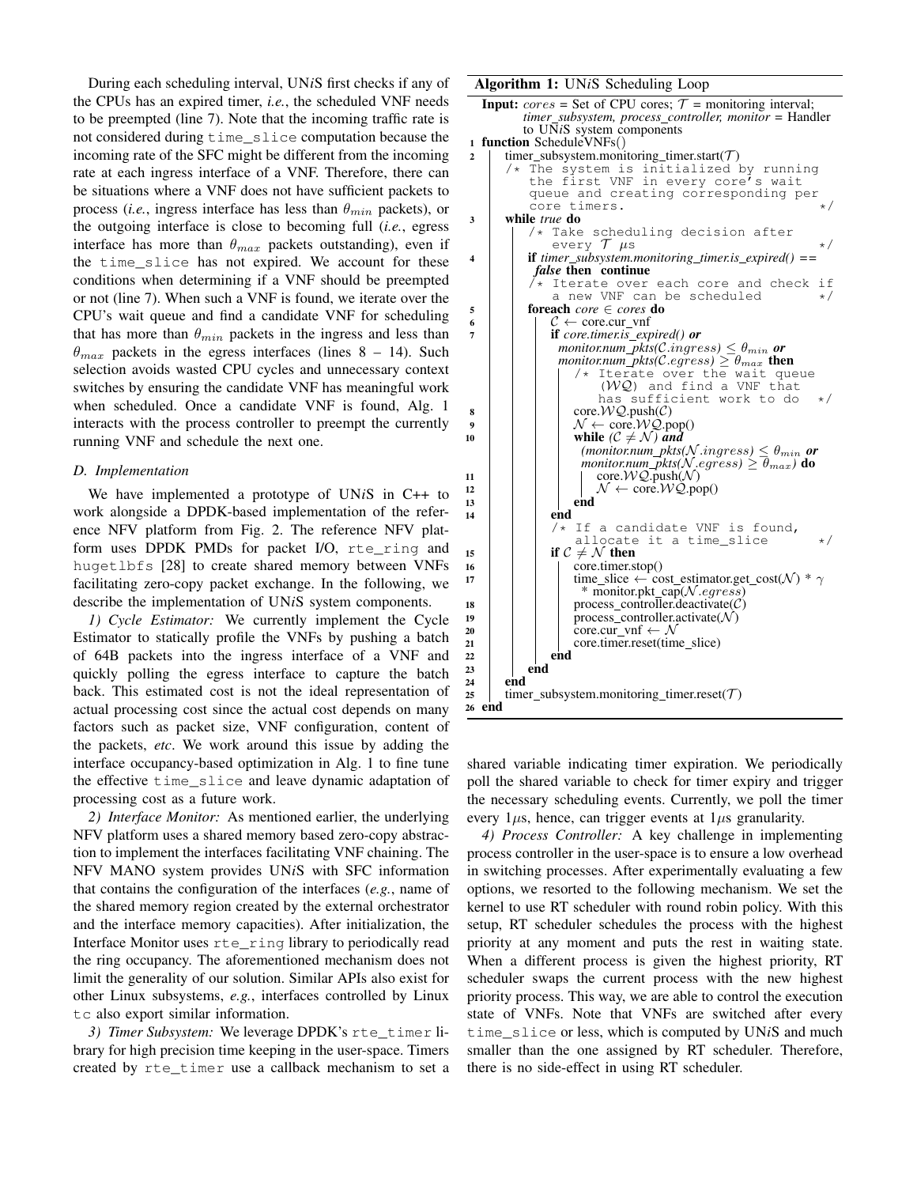During each scheduling interval, UN*i*S first checks if any of the CPUs has an expired timer, *i.e.*, the scheduled VNF needs to be preempted (line 7). Note that the incoming traffic rate is not considered during `time_slice` computation because the incoming rate of the SFC might be different from the incoming rate at each ingress interface of a VNF. Therefore, there can be situations where a VNF does not have sufficient packets to process (*i.e.*, ingress interface has less than $\theta_{min}$ packets), or the outgoing interface is close to becoming full (*i.e.*, egress interface has more than $\theta_{max}$ packets outstanding), even if the `time_slice` has not expired. We account for these conditions when determining if a VNF should be preempted or not (line 7). When such a VNF is found, we iterate over the CPU's wait queue and find a candidate VNF for scheduling that has more than $\theta_{min}$ packets in the ingress and less than $\theta_{max}$ packets in the egress interfaces (lines 8 – 14). Such selection avoids wasted CPU cycles and unnecessary context switches by ensuring the candidate VNF has meaningful work when scheduled. Once a candidate VNF is found, Alg. 1 interacts with the process controller to preempt the currently running VNF and schedule the next one.

### D. Implementation

We have implemented a prototype of UN*i*S in C++ to work alongside a DPDK-based implementation of the reference NFV platform from Fig. 2. The reference NFV platform uses DPDK PMDs for packet I/O, `rte_ring` and `hugetlbfs` [28] to create shared memory between VNFs facilitating zero-copy packet exchange. In the following, we describe the implementation of UN*i*S system components.

*1) Cycle Estimator:* We currently implement the Cycle Estimator to statically profile the VNFs by pushing a batch of 64B packets into the ingress interface of a VNF and quickly polling the egress interface to capture the batch back. This estimated cost is not the ideal representation of actual processing cost since the actual cost depends on many factors such as packet size, VNF configuration, content of the packets, *etc*. We work around this issue by adding the interface occupancy-based optimization in Alg. 1 to fine tune the effective `time_slice` and leave dynamic adaptation of processing cost as a future work.

*2) Interface Monitor:* As mentioned earlier, the underlying NFV platform uses a shared memory based zero-copy abstraction to implement the interfaces facilitating VNF chaining. The NFV MANO system provides UN*i*S with SFC information that contains the configuration of the interfaces (*e.g.*, name of the shared memory region created by the external orchestrator and the interface memory capacities). After initialization, the Interface Monitor uses `rte_ring` library to periodically read the ring occupancy. The aforementioned mechanism does not limit the generality of our solution. Similar APIs also exist for other Linux subsystems, *e.g.*, interfaces controlled by Linux `tc` also export similar information.

*3) Timer Subsystem:* We leverage DPDK's `rte_timer` library for high precision time keeping in the user-space. Timers created by `rte_timer` use a callback mechanism to set a shared variable indicating timer expiration. We periodically poll the shared variable to check for timer expiry and trigger the necessary scheduling events. Currently, we poll the timer every 1$\mu$s, hence, can trigger events at 1$\mu$s granularity.

**Algorithm 1:** UN*i*S Scheduling Loop

```
Input: cores = Set of CPU cores; T = monitoring interval;
       timer_subsystem, process_controller, monitor = Handler
       to UNiS system components
1  function ScheduleVNFs()
2      timer_subsystem.monitoring_timer.start(T)
       /* The system is initialized by running
          the first VNF in every core's wait
          queue and creating corresponding per
          core timers.                                  */
3      while true do
           /* Take scheduling decision after
              every T μs                                */
4          if timer_subsystem.monitoring_timer.is_expired() ==
            false then continue
           /* Iterate over each core and check if
              a new VNF can be scheduled                */
5          foreach core ∈ cores do
6              C ← core.cur_vnf
7              if core.timer.is_expired() or
                monitor.num_pkts(C.ingress) ≤ θ_min or
                monitor.num_pkts(C.egress) ≥ θ_max then
                   /* Iterate over the wait queue
                      (WQ) and find a VNF that
                      has sufficient work to do         */
8                  core.WQ.push(C)
9                  N ← core.WQ.pop()
10                 while (C ≠ N) and
                    (monitor.num_pkts(N.ingress) ≤ θ_min or
                    monitor.num_pkts(N.egress) ≥ θ_max) do
11                     core.WQ.push(N)
12                     N ← core.WQ.pop()
13                 end
14             end
               /* If a candidate VNF is found,
                  allocate it a time_slice              */
15             if C ≠ N then
16                 core.timer.stop()
17                 time_slice ← cost_estimator.get_cost(N) * γ
                    * monitor.pkt_cap(N.egress)
18                 process_controller.deactivate(C)
19                 process_controller.activate(N)
20                 core.cur_vnf ← N
21                 core.timer.reset(time_slice)
22             end
23         end
24     end
25     timer_subsystem.monitoring_timer.reset(T)
26 end
```

*4) Process Controller:* A key challenge in implementing process controller in the user-space is to ensure a low overhead in switching processes. After experimentally evaluating a few options, we resorted to the following mechanism. We set the kernel to use RT scheduler with round robin policy. With this setup, RT scheduler schedules the process with the highest priority at any moment and puts the rest in waiting state. When a different process is given the highest priority, RT scheduler swaps the current process with the new highest priority process. This way, we are able to control the execution state of VNFs. Note that VNFs are switched after every `time_slice` or less, which is computed by UN*i*S and much smaller than the one assigned by RT scheduler. Therefore, there is no side-effect in using RT scheduler.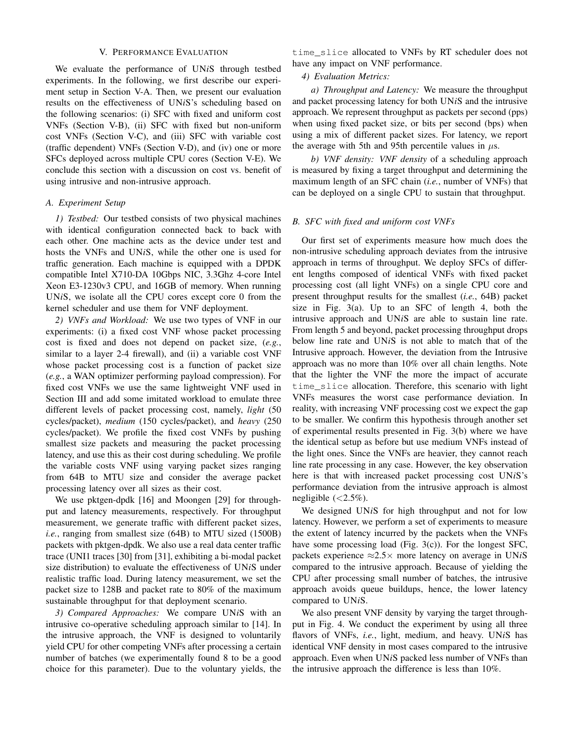## V. PERFORMANCE EVALUATION

We evaluate the performance of UN*i*S through testbed experiments. In the following, we first describe our experiment setup in Section V-A. Then, we present our evaluation results on the effectiveness of UN*i*S's scheduling based on the following scenarios: (i) SFC with fixed and uniform cost VNFs (Section V-B), (ii) SFC with fixed but non-uniform cost VNFs (Section V-C), and (iii) SFC with variable cost (traffic dependent) VNFs (Section V-D), and (iv) one or more SFCs deployed across multiple CPU cores (Section V-E). We conclude this section with a discussion on cost vs. benefit of using intrusive and non-intrusive approach.

### A. Experiment Setup

*1) Testbed:* Our testbed consists of two physical machines with identical configuration connected back to back with each other. One machine acts as the device under test and hosts the VNFs and UN*i*S, while the other one is used for traffic generation. Each machine is equipped with a DPDK compatible Intel X710-DA 10Gbps NIC, 3.3Ghz 4-core Intel Xeon E3-1230v3 CPU, and 16GB of memory. When running UN*i*S, we isolate all the CPU cores except core 0 from the kernel scheduler and use them for VNF deployment.

*2) VNFs and Workload:* We use two types of VNF in our experiments: (i) a fixed cost VNF whose packet processing cost is fixed and does not depend on packet size, (*e.g.*, similar to a layer 2-4 firewall), and (ii) a variable cost VNF whose packet processing cost is a function of packet size (*e.g.*, a WAN optimizer performing payload compression). For fixed cost VNFs we use the same lightweight VNF used in Section III and add some imitated workload to emulate three different levels of packet processing cost, namely, *light* (50 cycles/packet), *medium* (150 cycles/packet), and *heavy* (250 cycles/packet). We profile the fixed cost VNFs by pushing smallest size packets and measuring the packet processing latency, and use this as their cost during scheduling. We profile the variable costs VNF using varying packet sizes ranging from 64B to MTU size and consider the average packet processing latency over all sizes as their cost.

We use pktgen-dpdk [16] and Moongen [29] for throughput and latency measurements, respectively. For throughput measurement, we generate traffic with different packet sizes, *i.e.*, ranging from smallest size (64B) to MTU sized (1500B) packets with pktgen-dpdk. We also use a real data center traffic trace (UNI1 traces [30] from [31], exhibiting a bi-modal packet size distribution) to evaluate the effectiveness of UN*i*S under realistic traffic load. During latency measurement, we set the packet size to 128B and packet rate to 80% of the maximum sustainable throughput for that deployment scenario.

*3) Compared Approaches:* We compare UN*i*S with an intrusive co-operative scheduling approach similar to [14]. In the intrusive approach, the VNF is designed to voluntarily yield CPU for other competing VNFs after processing a certain number of batches (we experimentally found 8 to be a good choice for this parameter). Due to the voluntary yields, the `time_slice` allocated to VNFs by RT scheduler does not have any impact on VNF performance.

*4) Evaluation Metrics:*

*a) Throughput and Latency:* We measure the throughput and packet processing latency for both UN*i*S and the intrusive approach. We represent throughput as packets per second (pps) when using fixed packet size, or bits per second (bps) when using a mix of different packet sizes. For latency, we report the average with 5th and 95th percentile values in $\mu$s.

*b) VNF density: VNF density* of a scheduling approach is measured by fixing a target throughput and determining the maximum length of an SFC chain (*i.e.*, number of VNFs) that can be deployed on a single CPU to sustain that throughput.

### B. SFC with fixed and uniform cost VNFs

Our first set of experiments measure how much does the non-intrusive scheduling approach deviates from the intrusive approach in terms of throughput. We deploy SFCs of different lengths composed of identical VNFs with fixed packet processing cost (all light VNFs) on a single CPU core and present throughput results for the smallest (*i.e.*, 64B) packet size in Fig. 3(a). Up to an SFC of length 4, both the intrusive approach and UN*i*S are able to sustain line rate. From length 5 and beyond, packet processing throughput drops below line rate and UN*i*S is not able to match that of the Intrusive approach. However, the deviation from the Intrusive approach was no more than 10% over all chain lengths. Note that the lighter the VNF the more the impact of accurate `time_slice` allocation. Therefore, this scenario with light VNFs measures the worst case performance deviation. In reality, with increasing VNF processing cost we expect the gap to be smaller. We confirm this hypothesis through another set of experimental results presented in Fig. 3(b) where we have the identical setup as before but use medium VNFs instead of the light ones. Since the VNFs are heavier, they cannot reach line rate processing in any case. However, the key observation here is that with increased packet processing cost UN*i*S's performance deviation from the intrusive approach is almost negligible (<2.5%).

We designed UN*i*S for high throughput and not for low latency. However, we perform a set of experiments to measure the extent of latency incurred by the packets when the VNFs have some processing load (Fig. 3(c)). For the longest SFC, packets experience $\approx$2.5$\times$ more latency on average in UN*i*S compared to the intrusive approach. Because of yielding the CPU after processing small number of batches, the intrusive approach avoids queue buildups, hence, the lower latency compared to UN*i*S.

We also present VNF density by varying the target throughput in Fig. 4. We conduct the experiment by using all three flavors of VNFs, *i.e.*, light, medium, and heavy. UN*i*S has identical VNF density in most cases compared to the intrusive approach. Even when UN*i*S packed less number of VNFs than the intrusive approach the difference is less than 10%.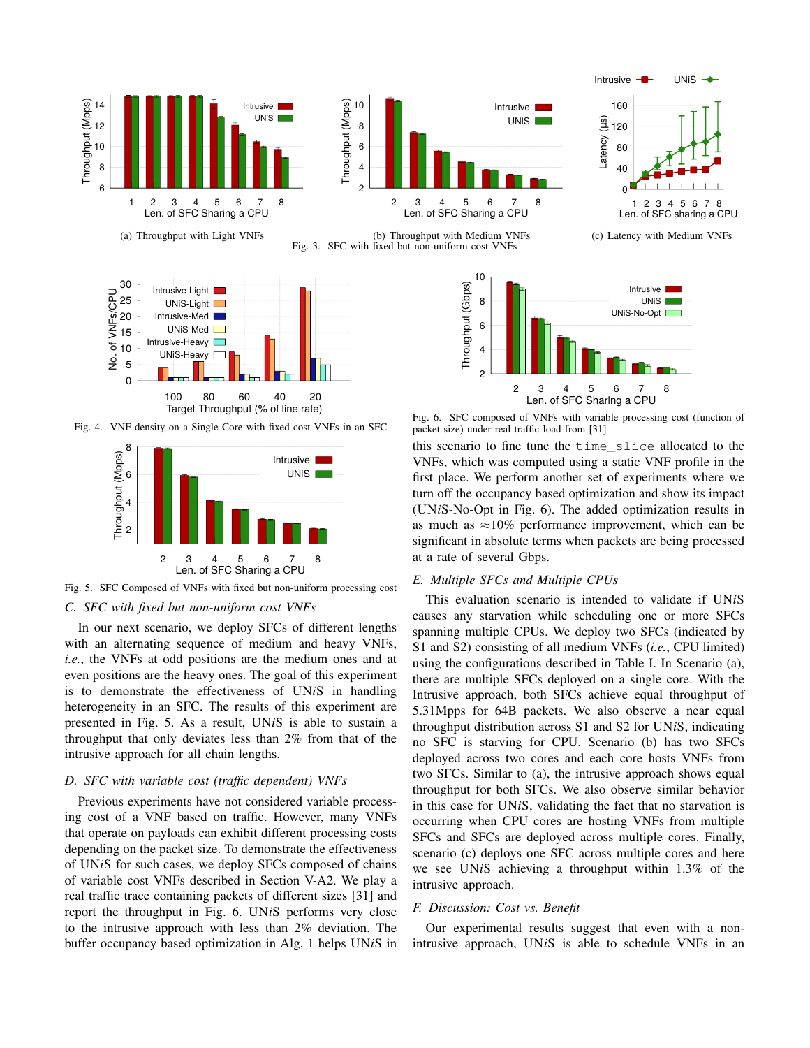(a) Throughput with Light VNFs

(b) Throughput with Medium VNFs

(c) Latency with Medium VNFs

Fig. 3. SFC with fixed but non-uniform cost VNFs

Fig. 4. VNF density on a Single Core with fixed cost VNFs in an SFC

Fig. 5. SFC Composed of VNFs with fixed but non-uniform processing cost

### C. SFC with fixed but non-uniform cost VNFs

In our next scenario, we deploy SFCs of different lengths with an alternating sequence of medium and heavy VNFs, *i.e.*, the VNFs at odd positions are the medium ones and at even positions are the heavy ones. The goal of this experiment is to demonstrate the effectiveness of UN*i*S in handling heterogeneity in an SFC. The results of this experiment are presented in Fig. 5. As a result, UN*i*S is able to sustain a throughput that only deviates less than 2% from that of the intrusive approach for all chain lengths.

### D. SFC with variable cost (traffic dependent) VNFs

Previous experiments have not considered variable processing cost of a VNF based on traffic. However, many VNFs that operate on payloads can exhibit different processing costs depending on the packet size. To demonstrate the effectiveness of UN*i*S for such cases, we deploy SFCs composed of chains of variable cost VNFs described in Section V-A2. We play a real traffic trace containing packets of different sizes [31] and report the throughput in Fig. 6. UN*i*S performs very close to the intrusive approach with less than 2% deviation. The buffer occupancy based optimization in Alg. 1 helps UN*i*S in this scenario to fine tune the `time_slice` allocated to the VNFs, which was computed using a static VNF profile in the first place. We perform another set of experiments where we turn off the occupancy based optimization and show its impact (UN*i*S-No-Opt in Fig. 6). The added optimization results in as much as $\approx$10% performance improvement, which can be significant in absolute terms when packets are being processed at a rate of several Gbps.

Fig. 6. SFC composed of VNFs with variable processing cost (function of packet size) under real traffic load from [31]

### E. Multiple SFCs and Multiple CPUs

This evaluation scenario is intended to validate if UN*i*S causes any starvation while scheduling one or more SFCs spanning multiple CPUs. We deploy two SFCs (indicated by S1 and S2) consisting of all medium VNFs (*i.e.*, CPU limited) using the configurations described in Table I. In Scenario (a), there are multiple SFCs deployed on a single core. With the Intrusive approach, both SFCs achieve equal throughput of 5.31Mpps for 64B packets. We also observe a near equal throughput distribution across S1 and S2 for UN*i*S, indicating no SFC is starving for CPU. Scenario (b) has two SFCs deployed across two cores and each core hosts VNFs from two SFCs. Similar to (a), the intrusive approach shows equal throughput for both SFCs. We also observe similar behavior in this case for UN*i*S, validating the fact that no starvation is occurring when CPU cores are hosting VNFs from multiple SFCs and SFCs are deployed across multiple cores. Finally, scenario (c) deploys one SFC across multiple cores and here we see UN*i*S achieving a throughput within 1.3% of the intrusive approach.

### F. Discussion: Cost vs. Benefit

Our experimental results suggest that even with a non-intrusive approach, UN*i*S is able to schedule VNFs in an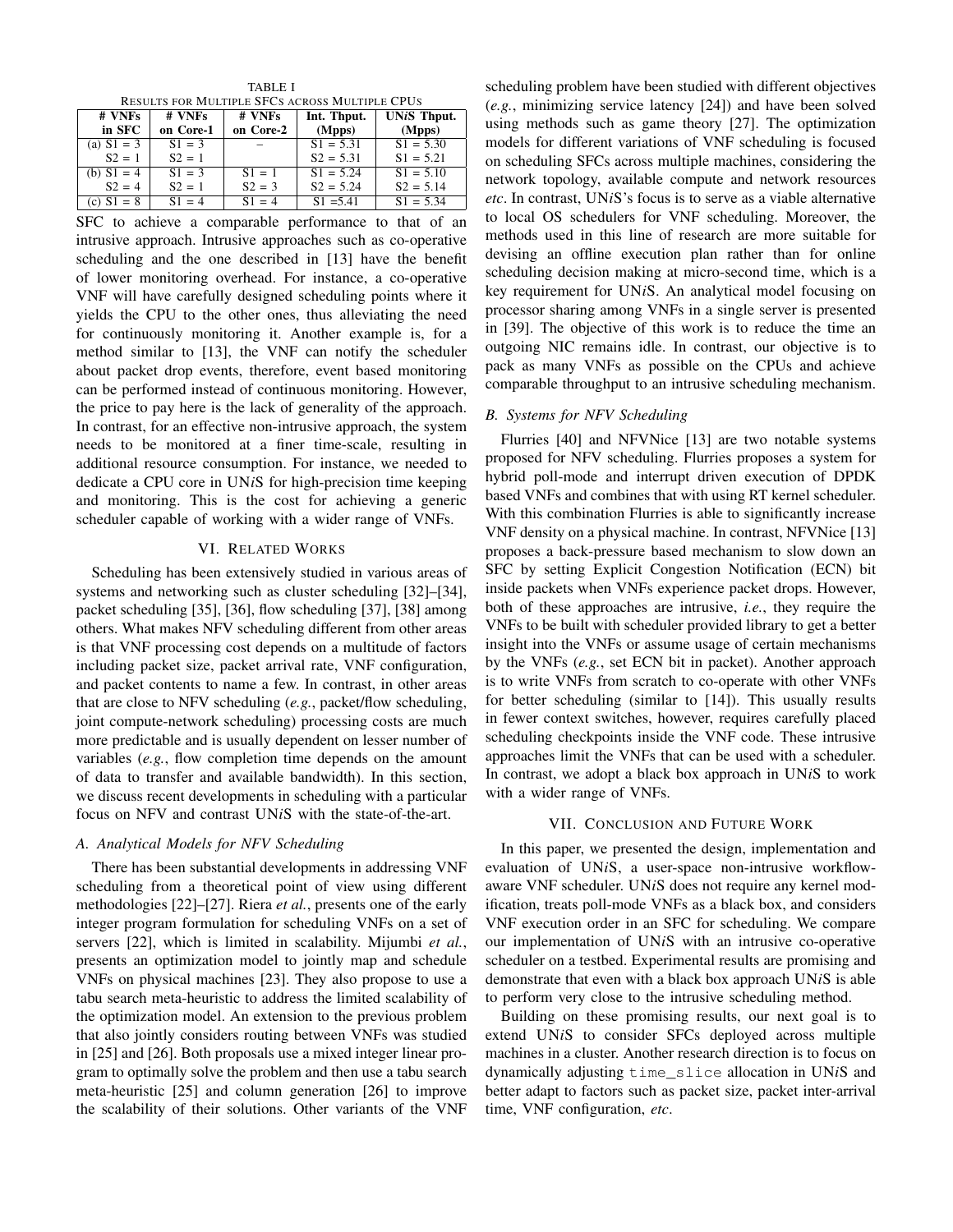TABLE I
RESULTS FOR MULTIPLE SFCS ACROSS MULTIPLE CPUS

| # VNFs in SFC | # VNFs on Core-1 | # VNFs on Core-2 | Int. Thput. (Mpps) | UN*i*S Thput. (Mpps) |
|---|---|---|---|---|
| (a) S1 = 3 | S1 = 3 | – | S1 = 5.31 | S1 = 5.30 |
| S2 = 1 | S2 = 1 | | S2 = 5.31 | S1 = 5.21 |
| (b) S1 = 4 | S1 = 3 | S1 = 1 | S1 = 5.24 | S1 = 5.10 |
| S2 = 4 | S2 = 1 | S2 = 3 | S2 = 5.24 | S2 = 5.14 |
| (c) S1 = 8 | S1 = 4 | S1 = 4 | S1 =5.41 | S1 = 5.34 |

SFC to achieve a comparable performance to that of an intrusive approach. Intrusive approaches such as co-operative scheduling and the one described in [13] have the benefit of lower monitoring overhead. For instance, a co-operative VNF will have carefully designed scheduling points where it yields the CPU to the other ones, thus alleviating the need for continuously monitoring it. Another example is, for a method similar to [13], the VNF can notify the scheduler about packet drop events, therefore, event based monitoring can be performed instead of continuous monitoring. However, the price to pay here is the lack of generality of the approach. In contrast, for an effective non-intrusive approach, the system needs to be monitored at a finer time-scale, resulting in additional resource consumption. For instance, we needed to dedicate a CPU core in UN*i*S for high-precision time keeping and monitoring. This is the cost for achieving a generic scheduler capable of working with a wider range of VNFs.

## VI. RELATED WORKS

Scheduling has been extensively studied in various areas of systems and networking such as cluster scheduling [32]–[34], packet scheduling [35], [36], flow scheduling [37], [38] among others. What makes NFV scheduling different from other areas is that VNF processing cost depends on a multitude of factors including packet size, packet arrival rate, VNF configuration, and packet contents to name a few. In contrast, in other areas that are close to NFV scheduling (*e.g.*, packet/flow scheduling, joint compute-network scheduling) processing costs are much more predictable and is usually dependent on lesser number of variables (*e.g.*, flow completion time depends on the amount of data to transfer and available bandwidth). In this section, we discuss recent developments in scheduling with a particular focus on NFV and contrast UN*i*S with the state-of-the-art.

### A. Analytical Models for NFV Scheduling

There has been substantial developments in addressing VNF scheduling from a theoretical point of view using different methodologies [22]–[27]. Riera *et al.*, presents one of the early integer program formulation for scheduling VNFs on a set of servers [22], which is limited in scalability. Mijumbi *et al.*, presents an optimization model to jointly map and schedule VNFs on physical machines [23]. They also propose to use a tabu search meta-heuristic to address the limited scalability of the optimization model. An extension to the previous problem that also jointly considers routing between VNFs was studied in [25] and [26]. Both proposals use a mixed integer linear program to optimally solve the problem and then use a tabu search meta-heuristic [25] and column generation [26] to improve the scalability of their solutions. Other variants of the VNF scheduling problem have been studied with different objectives (*e.g.*, minimizing service latency [24]) and have been solved using methods such as game theory [27]. The optimization models for different variations of VNF scheduling is focused on scheduling SFCs across multiple machines, considering the network topology, available compute and network resources *etc*. In contrast, UN*i*S's focus is to serve as a viable alternative to local OS schedulers for VNF scheduling. Moreover, the methods used in this line of research are more suitable for devising an offline execution plan rather than for online scheduling decision making at micro-second time, which is a key requirement for UN*i*S. An analytical model focusing on processor sharing among VNFs in a single server is presented in [39]. The objective of this work is to reduce the time an outgoing NIC remains idle. In contrast, our objective is to pack as many VNFs as possible on the CPUs and achieve comparable throughput to an intrusive scheduling mechanism.

### B. Systems for NFV Scheduling

Flurries [40] and NFVNice [13] are two notable systems proposed for NFV scheduling. Flurries proposes a system for hybrid poll-mode and interrupt driven execution of DPDK based VNFs and combines that with using RT kernel scheduler. With this combination Flurries is able to significantly increase VNF density on a physical machine. In contrast, NFVNice [13] proposes a back-pressure based mechanism to slow down an SFC by setting Explicit Congestion Notification (ECN) bit inside packets when VNFs experience packet drops. However, both of these approaches are intrusive, *i.e.*, they require the VNFs to be built with scheduler provided library to get a better insight into the VNFs or assume usage of certain mechanisms by the VNFs (*e.g.*, set ECN bit in packet). Another approach is to write VNFs from scratch to co-operate with other VNFs for better scheduling (similar to [14]). This usually results in fewer context switches, however, requires carefully placed scheduling checkpoints inside the VNF code. These intrusive approaches limit the VNFs that can be used with a scheduler. In contrast, we adopt a black box approach in UN*i*S to work with a wider range of VNFs.

## VII. CONCLUSION AND FUTURE WORK

In this paper, we presented the design, implementation and evaluation of UN*i*S, a user-space non-intrusive workflow-aware VNF scheduler. UN*i*S does not require any kernel modification, treats poll-mode VNFs as a black box, and considers VNF execution order in an SFC for scheduling. We compare our implementation of UN*i*S with an intrusive co-operative scheduler on a testbed. Experimental results are promising and demonstrate that even with a black box approach UN*i*S is able to perform very close to the intrusive scheduling method.

Building on these promising results, our next goal is to extend UN*i*S to consider SFCs deployed across multiple machines in a cluster. Another research direction is to focus on dynamically adjusting `time_slice` allocation in UN*i*S and better adapt to factors such as packet size, packet inter-arrival time, VNF configuration, *etc*.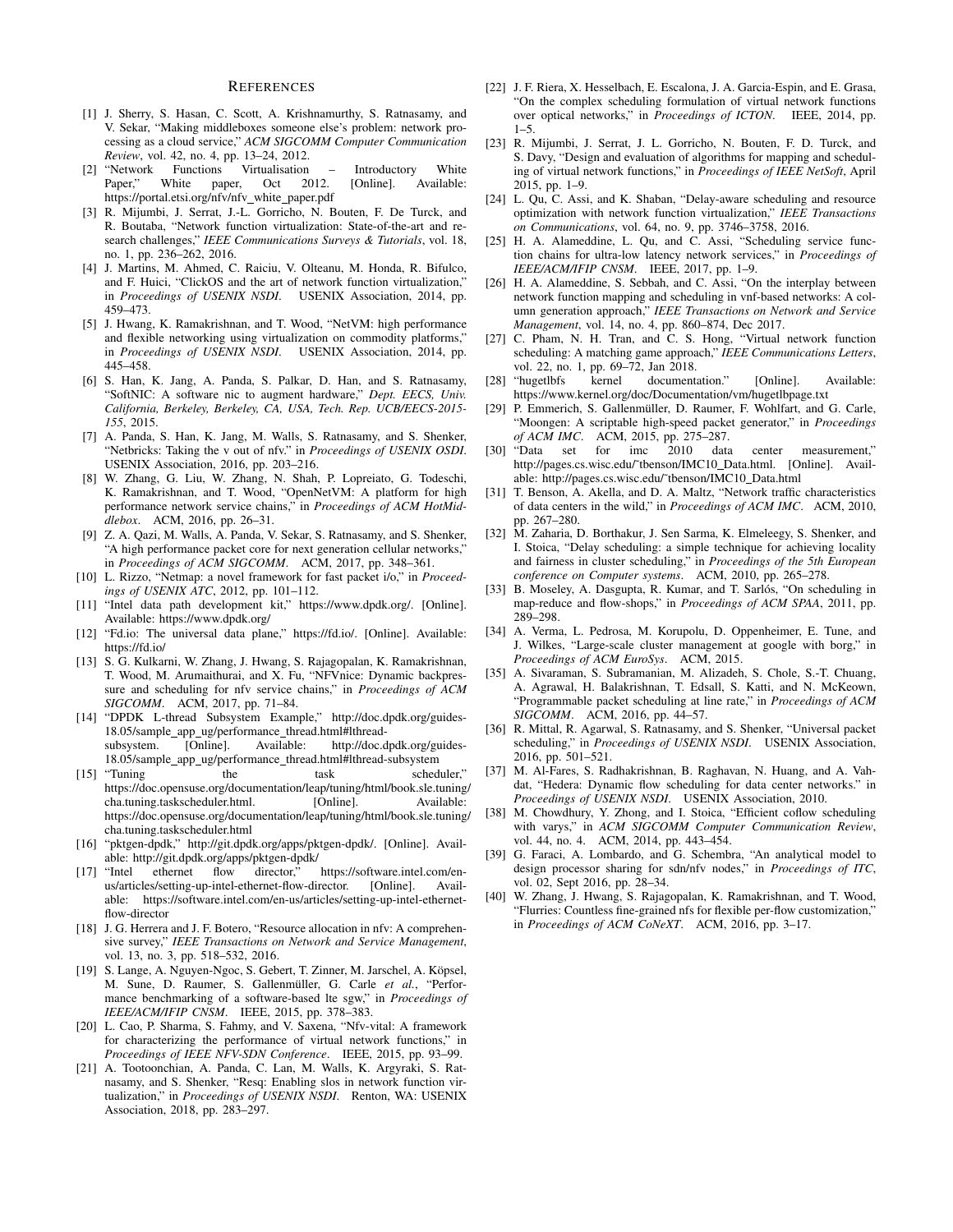## References

[1] J. Sherry, S. Hasan, C. Scott, A. Krishnamurthy, S. Ratnasamy, and V. Sekar, "Making middleboxes someone else's problem: network processing as a cloud service," *ACM SIGCOMM Computer Communication Review*, vol. 42, no. 4, pp. 13–24, 2012.

[2] "Network Functions Virtualisation – Introductory White Paper," White paper, Oct 2012. [Online]. Available: https://portal.etsi.org/nfv/nfv_white_paper.pdf

[3] R. Mijumbi, J. Serrat, J.-L. Gorricho, N. Bouten, F. De Turck, and R. Boutaba, "Network function virtualization: State-of-the-art and research challenges," *IEEE Communications Surveys & Tutorials*, vol. 18, no. 1, pp. 236–262, 2016.

[4] J. Martins, M. Ahmed, C. Raiciu, V. Olteanu, M. Honda, R. Bifulco, and F. Huici, "ClickOS and the art of network function virtualization," in *Proceedings of USENIX NSDI*. USENIX Association, 2014, pp. 459–473.

[5] J. Hwang, K. Ramakrishnan, and T. Wood, "NetVM: high performance and flexible networking using virtualization on commodity platforms," in *Proceedings of USENIX NSDI*. USENIX Association, 2014, pp. 445–458.

[6] S. Han, K. Jang, A. Panda, S. Palkar, D. Han, and S. Ratnasamy, "SoftNIC: A software nic to augment hardware," *Dept. EECS, Univ. California, Berkeley, Berkeley, CA, USA, Tech. Rep. UCB/EECS-2015-155*, 2015.

[7] A. Panda, S. Han, K. Jang, M. Walls, S. Ratnasamy, and S. Shenker, "Netbricks: Taking the v out of nfv." in *Proceedings of USENIX OSDI*. USENIX Association, 2016, pp. 203–216.

[8] W. Zhang, G. Liu, W. Zhang, N. Shah, P. Lopreiato, G. Todeschi, K. Ramakrishnan, and T. Wood, "OpenNetVM: A platform for high performance network service chains," in *Proceedings of ACM HotMiddlebox*. ACM, 2016, pp. 26–31.

[9] Z. A. Qazi, M. Walls, A. Panda, V. Sekar, S. Ratnasamy, and S. Shenker, "A high performance packet core for next generation cellular networks," in *Proceedings of ACM SIGCOMM*. ACM, 2017, pp. 348–361.

[10] L. Rizzo, "Netmap: a novel framework for fast packet i/o," in *Proceedings of USENIX ATC*, 2012, pp. 101–112.

[11] "Intel data path development kit," https://www.dpdk.org/. [Online]. Available: https://www.dpdk.org/

[12] "Fd.io: The universal data plane," https://fd.io/. [Online]. Available: https://fd.io/

[13] S. G. Kulkarni, W. Zhang, J. Hwang, S. Rajagopalan, K. Ramakrishnan, T. Wood, M. Arumaithurai, and X. Fu, "NFVnice: Dynamic backpressure and scheduling for nfv service chains," in *Proceedings of ACM SIGCOMM*. ACM, 2017, pp. 71–84.

[14] "DPDK L-thread Subsystem Example," http://doc.dpdk.org/guides-18.05/sample_app_ug/performance_thread.html#lthread-subsystem. [Online]. Available: http://doc.dpdk.org/guides-18.05/sample_app_ug/performance_thread.html#lthread-subsystem

[15] "Tuning the task scheduler," https://doc.opensuse.org/documentation/leap/tuning/html/book.sle.tuning/cha.tuning.taskscheduler.html. [Online]. Available: https://doc.opensuse.org/documentation/leap/tuning/html/book.sle.tuning/cha.tuning.taskscheduler.html

[16] "pktgen-dpdk," http://git.dpdk.org/apps/pktgen-dpdk/. [Online]. Available: http://git.dpdk.org/apps/pktgen-dpdk/

[17] "Intel ethernet flow director," https://software.intel.com/en-us/articles/setting-up-intel-ethernet-flow-director. [Online]. Available: https://software.intel.com/en-us/articles/setting-up-intel-ethernet-flow-director

[18] J. G. Herrera and J. F. Botero, "Resource allocation in nfv: A comprehensive survey," *IEEE Transactions on Network and Service Management*, vol. 13, no. 3, pp. 518–532, 2016.

[19] S. Lange, A. Nguyen-Ngoc, S. Gebert, T. Zinner, M. Jarschel, A. Köpsel, M. Sune, D. Raumer, S. Gallenmüller, G. Carle *et al.*, "Performance benchmarking of a software-based lte sgw," in *Proceedings of IEEE/ACM/IFIP CNSM*. IEEE, 2015, pp. 378–383.

[20] L. Cao, P. Sharma, S. Fahmy, and V. Saxena, "Nfv-vital: A framework for characterizing the performance of virtual network functions," in *Proceedings of IEEE NFV-SDN Conference*. IEEE, 2015, pp. 93–99.

[21] A. Tootoonchian, A. Panda, C. Lan, M. Walls, K. Argyraki, S. Ratnasamy, and S. Shenker, "Resq: Enabling slos in network function virtualization," in *Proceedings of USENIX NSDI*. Renton, WA: USENIX Association, 2018, pp. 283–297.

[22] J. F. Riera, X. Hesselbach, E. Escalona, J. A. Garcia-Espin, and E. Grasa, "On the complex scheduling formulation of virtual network functions over optical networks," in *Proceedings of ICTON*. IEEE, 2014, pp. 1–5.

[23] R. Mijumbi, J. Serrat, J. L. Gorricho, N. Bouten, F. D. Turck, and S. Davy, "Design and evaluation of algorithms for mapping and scheduling of virtual network functions," in *Proceedings of IEEE NetSoft*, April 2015, pp. 1–9.

[24] L. Qu, C. Assi, and K. Shaban, "Delay-aware scheduling and resource optimization with network function virtualization," *IEEE Transactions on Communications*, vol. 64, no. 9, pp. 3746–3758, 2016.

[25] H. A. Alameddine, L. Qu, and C. Assi, "Scheduling service function chains for ultra-low latency network services," in *Proceedings of IEEE/ACM/IFIP CNSM*. IEEE, 2017, pp. 1–9.

[26] H. A. Alameddine, S. Sebbah, and C. Assi, "On the interplay between network function mapping and scheduling in vnf-based networks: A column generation approach," *IEEE Transactions on Network and Service Management*, vol. 14, no. 4, pp. 860–874, Dec 2017.

[27] C. Pham, N. H. Tran, and C. S. Hong, "Virtual network function scheduling: A matching game approach," *IEEE Communications Letters*, vol. 22, no. 1, pp. 69–72, Jan 2018.

[28] "hugetlbfs kernel documentation." [Online]. Available: https://www.kernel.org/doc/Documentation/vm/hugetlbpage.txt

[29] P. Emmerich, S. Gallenmüller, D. Raumer, F. Wohlfart, and G. Carle, "Moongen: A scriptable high-speed packet generator," in *Proceedings of ACM IMC*. ACM, 2015, pp. 275–287.

[30] "Data set for imc 2010 data center measurement," http://pages.cs.wisc.edu/~tbenson/IMC10_Data.html. [Online]. Available: http://pages.cs.wisc.edu/~tbenson/IMC10_Data.html

[31] T. Benson, A. Akella, and D. A. Maltz, "Network traffic characteristics of data centers in the wild," in *Proceedings of ACM IMC*. ACM, 2010, pp. 267–280.

[32] M. Zaharia, D. Borthakur, J. Sen Sarma, K. Elmeleegy, S. Shenker, and I. Stoica, "Delay scheduling: a simple technique for achieving locality and fairness in cluster scheduling," in *Proceedings of the 5th European conference on Computer systems*. ACM, 2010, pp. 265–278.

[33] B. Moseley, A. Dasgupta, R. Kumar, and T. Sarlós, "On scheduling in map-reduce and flow-shops," in *Proceedings of ACM SPAA*, 2011, pp. 289–298.

[34] A. Verma, L. Pedrosa, M. Korupolu, D. Oppenheimer, E. Tune, and J. Wilkes, "Large-scale cluster management at google with borg," in *Proceedings of ACM EuroSys*. ACM, 2015.

[35] A. Sivaraman, S. Subramanian, M. Alizadeh, S. Chole, S.-T. Chuang, A. Agrawal, H. Balakrishnan, T. Edsall, S. Katti, and N. McKeown, "Programmable packet scheduling at line rate," in *Proceedings of ACM SIGCOMM*. ACM, 2016, pp. 44–57.

[36] R. Mittal, R. Agarwal, S. Ratnasamy, and S. Shenker, "Universal packet scheduling," in *Proceedings of USENIX NSDI*. USENIX Association, 2016, pp. 501–521.

[37] M. Al-Fares, S. Radhakrishnan, B. Raghavan, N. Huang, and A. Vahdat, "Hedera: Dynamic flow scheduling for data center networks." in *Proceedings of USENIX NSDI*. USENIX Association, 2010.

[38] M. Chowdhury, Y. Zhong, and I. Stoica, "Efficient coflow scheduling with varys," in *ACM SIGCOMM Computer Communication Review*, vol. 44, no. 4. ACM, 2014, pp. 443–454.

[39] G. Faraci, A. Lombardo, and G. Schembra, "An analytical model to design processor sharing for sdn/nfv nodes," in *Proceedings of ITC*, vol. 02, Sept 2016, pp. 28–34.

[40] W. Zhang, J. Hwang, S. Rajagopalan, K. Ramakrishnan, and T. Wood, "Flurries: Countless fine-grained nfs for flexible per-flow customization," in *Proceedings of ACM CoNeXT*. ACM, 2016, pp. 3–17.